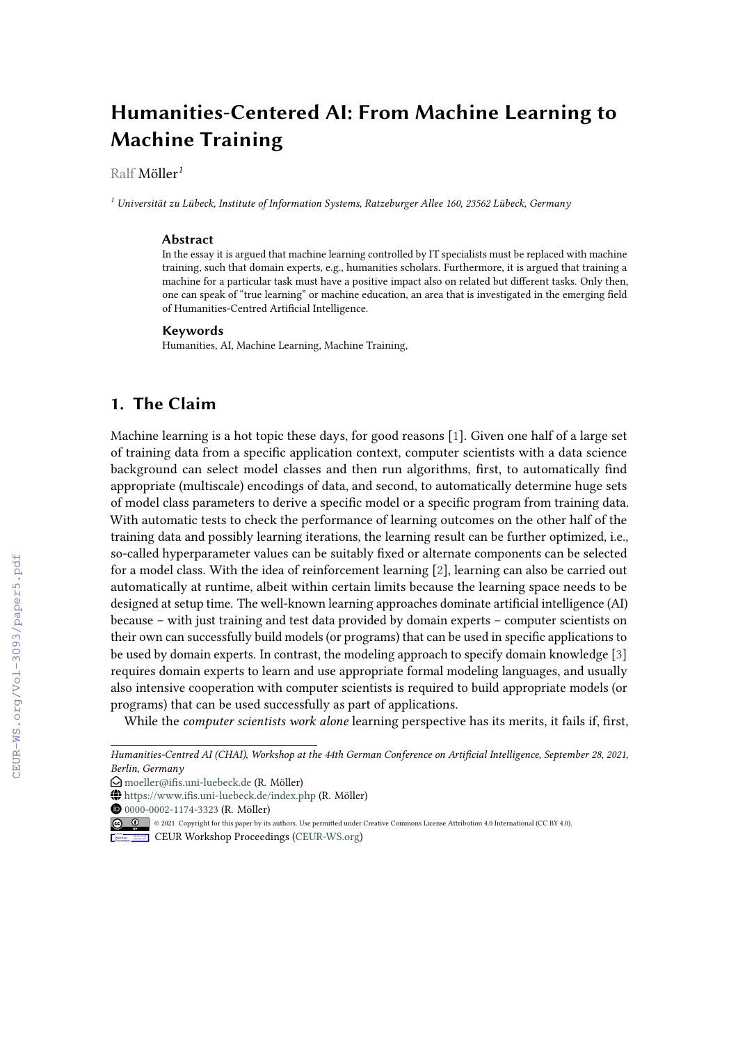# Humanities-Centered AI: From Machine Learning to Machine Training

Ralf Möller[1]

[1] *Universität zu Lübeck, Institute of Information Systems, Ratzeburger Allee 160, 23562 Lübeck, Germany*

## Abstract

In the essay it is argued that machine learning controlled by IT specialists must be replaced with machine training, such that domain experts, e.g., humanities scholars. Furthermore, it is argued that training a machine for a particular task must have a positive impact also on related but different tasks. Only then, one can speak of "true learning" or machine education, an area that is investigated in the emerging field of Humanities-Centred Artificial Intelligence.

## Keywords

Humanities, AI, Machine Learning, Machine Training,

## 1. The Claim

Machine learning is a hot topic these days, for good reasons [1]. Given one half of a large set of training data from a specific application context, computer scientists with a data science background can select model classes and then run algorithms, first, to automatically find appropriate (multiscale) encodings of data, and second, to automatically determine huge sets of model class parameters to derive a specific model or a specific program from training data. With automatic tests to check the performance of learning outcomes on the other half of the training data and possibly learning iterations, the learning result can be further optimized, i.e., so-called hyperparameter values can be suitably fixed or alternate components can be selected for a model class. With the idea of reinforcement learning [2], learning can also be carried out automatically at runtime, albeit within certain limits because the learning space needs to be designed at setup time. The well-known learning approaches dominate artificial intelligence (AI) because – with just training and test data provided by domain experts – computer scientists on their own can successfully build models (or programs) that can be used in specific applications to be used by domain experts. In contrast, the modeling approach to specify domain knowledge [3] requires domain experts to learn and use appropriate formal modeling languages, and usually also intensive cooperation with computer scientists is required to build appropriate models (or programs) that can be used successfully as part of applications.

While the *computer scientists work alone* learning perspective has its merits, it fails if, first,

---

*Humanities-Centred AI (CHAI), Workshop at the 44th German Conference on Artificial Intelligence, September 28, 2021, Berlin, Germany*

moeller@ifis.uni-luebeck.de (R. Möller)

https://www.ifis.uni-luebeck.de/index.php (R. Möller)

0000-0002-1174-3323 (R. Möller)

© 2021 Copyright for this paper by its authors. Use permitted under Creative Commons License Attribution 4.0 International (CC BY 4.0).

CEUR Workshop Proceedings (CEUR-WS.org)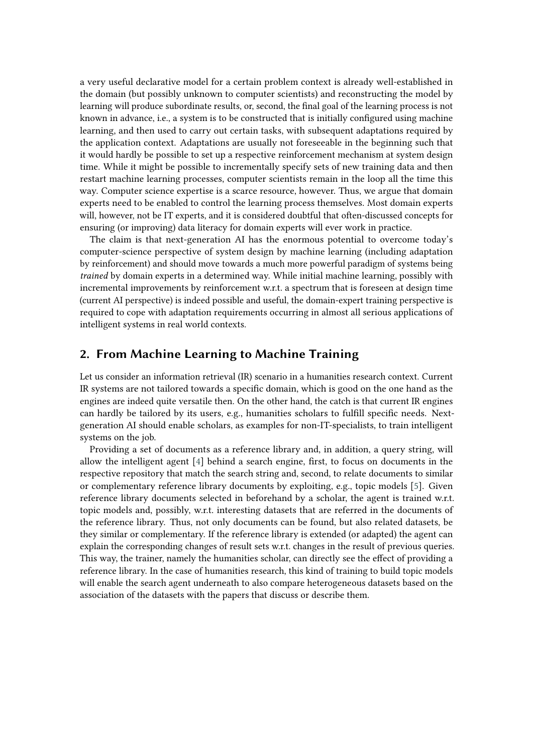a very useful declarative model for a certain problem context is already well-established in the domain (but possibly unknown to computer scientists) and reconstructing the model by learning will produce subordinate results, or, second, the final goal of the learning process is not known in advance, i.e., a system is to be constructed that is initially configured using machine learning, and then used to carry out certain tasks, with subsequent adaptations required by the application context. Adaptations are usually not foreseeable in the beginning such that it would hardly be possible to set up a respective reinforcement mechanism at system design time. While it might be possible to incrementally specify sets of new training data and then restart machine learning processes, computer scientists remain in the loop all the time this way. Computer science expertise is a scarce resource, however. Thus, we argue that domain experts need to be enabled to control the learning process themselves. Most domain experts will, however, not be IT experts, and it is considered doubtful that often-discussed concepts for ensuring (or improving) data literacy for domain experts will ever work in practice.

The claim is that next-generation AI has the enormous potential to overcome today's computer-science perspective of system design by machine learning (including adaptation by reinforcement) and should move towards a much more powerful paradigm of systems being *trained* by domain experts in a determined way. While initial machine learning, possibly with incremental improvements by reinforcement w.r.t. a spectrum that is foreseen at design time (current AI perspective) is indeed possible and useful, the domain-expert training perspective is required to cope with adaptation requirements occurring in almost all serious applications of intelligent systems in real world contexts.

## 2. From Machine Learning to Machine Training

Let us consider an information retrieval (IR) scenario in a humanities research context. Current IR systems are not tailored towards a specific domain, which is good on the one hand as the engines are indeed quite versatile then. On the other hand, the catch is that current IR engines can hardly be tailored by its users, e.g., humanities scholars to fulfill specific needs. Next-generation AI should enable scholars, as examples for non-IT-specialists, to train intelligent systems on the job.

Providing a set of documents as a reference library and, in addition, a query string, will allow the intelligent agent [4] behind a search engine, first, to focus on documents in the respective repository that match the search string and, second, to relate documents to similar or complementary reference library documents by exploiting, e.g., topic models [5]. Given reference library documents selected in beforehand by a scholar, the agent is trained w.r.t. topic models and, possibly, w.r.t. interesting datasets that are referred in the documents of the reference library. Thus, not only documents can be found, but also related datasets, be they similar or complementary. If the reference library is extended (or adapted) the agent can explain the corresponding changes of result sets w.r.t. changes in the result of previous queries. This way, the trainer, namely the humanities scholar, can directly see the effect of providing a reference library. In the case of humanities research, this kind of training to build topic models will enable the search agent underneath to also compare heterogeneous datasets based on the association of the datasets with the papers that discuss or describe them.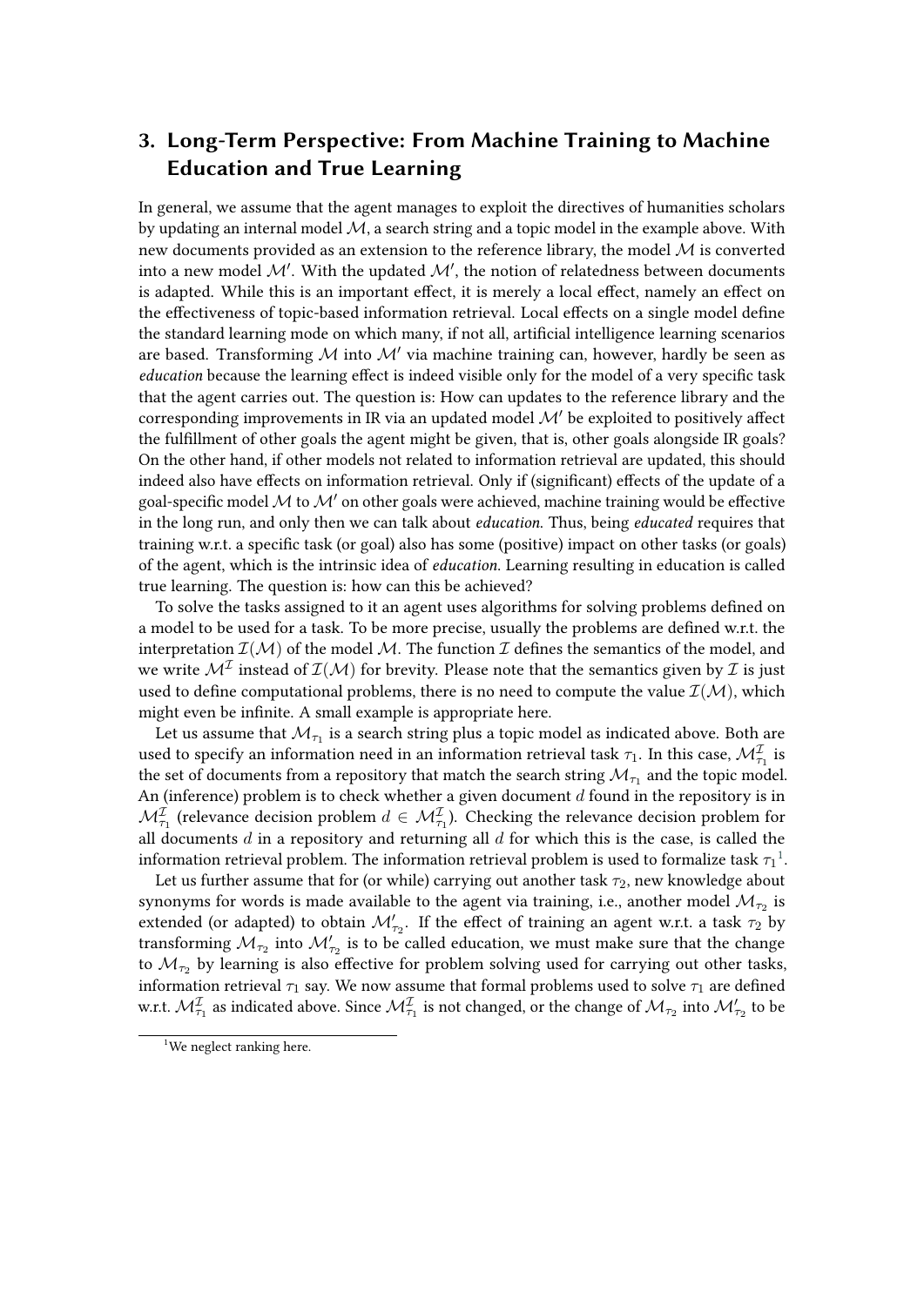## 3. Long-Term Perspective: From Machine Training to Machine Education and True Learning

In general, we assume that the agent manages to exploit the directives of humanities scholars by updating an internal model $\mathcal{M}$, a search string and a topic model in the example above. With new documents provided as an extension to the reference library, the model $\mathcal{M}$ is converted into a new model $\mathcal{M}'$. With the updated $\mathcal{M}'$, the notion of relatedness between documents is adapted. While this is an important effect, it is merely a local effect, namely an effect on the effectiveness of topic-based information retrieval. Local effects on a single model define the standard learning mode on which many, if not all, artificial intelligence learning scenarios are based. Transforming $\mathcal{M}$ into $\mathcal{M}'$ via machine training can, however, hardly be seen as *education* because the learning effect is indeed visible only for the model of a very specific task that the agent carries out. The question is: How can updates to the reference library and the corresponding improvements in IR via an updated model $\mathcal{M}'$ be exploited to positively affect the fulfillment of other goals the agent might be given, that is, other goals alongside IR goals? On the other hand, if other models not related to information retrieval are updated, this should indeed also have effects on information retrieval. Only if (significant) effects of the update of a goal-specific model $\mathcal{M}$ to $\mathcal{M}'$ on other goals were achieved, machine training would be effective in the long run, and only then we can talk about *education*. Thus, being *educated* requires that training w.r.t. a specific task (or goal) also has some (positive) impact on other tasks (or goals) of the agent, which is the intrinsic idea of *education*. Learning resulting in education is called true learning. The question is: how can this be achieved?

To solve the tasks assigned to it an agent uses algorithms for solving problems defined on a model to be used for a task. To be more precise, usually the problems are defined w.r.t. the interpretation $\mathcal{I}(\mathcal{M})$ of the model $\mathcal{M}$. The function $\mathcal{I}$ defines the semantics of the model, and we write $\mathcal{M}^{\mathcal{I}}$ instead of $\mathcal{I}(\mathcal{M})$ for brevity. Please note that the semantics given by $\mathcal{I}$ is just used to define computational problems, there is no need to compute the value $\mathcal{I}(\mathcal{M})$, which might even be infinite. A small example is appropriate here.

Let us assume that $\mathcal{M}_{\tau_1}$ is a search string plus a topic model as indicated above. Both are used to specify an information need in an information retrieval task $\tau_1$. In this case, $\mathcal{M}_{\tau_1}^{\mathcal{I}}$ is the set of documents from a repository that match the search string $\mathcal{M}_{\tau_1}$ and the topic model. An (inference) problem is to check whether a given document $d$ found in the repository is in $\mathcal{M}_{\tau_1}^{\mathcal{I}}$ (relevance decision problem $d \in \mathcal{M}_{\tau_1}^{\mathcal{I}}$). Checking the relevance decision problem for all documents $d$ in a repository and returning all $d$ for which this is the case, is called the information retrieval problem. The information retrieval problem is used to formalize task $\tau_1$[1].

Let us further assume that for (or while) carrying out another task $\tau_2$, new knowledge about synonyms for words is made available to the agent via training, i.e., another model $\mathcal{M}_{\tau_2}$ is extended (or adapted) to obtain $\mathcal{M}'_{\tau_2}$. If the effect of training an agent w.r.t. a task $\tau_2$ by transforming $\mathcal{M}_{\tau_2}$ into $\mathcal{M}'_{\tau_2}$ is to be called education, we must make sure that the change to $\mathcal{M}_{\tau_2}$ by learning is also effective for problem solving used for carrying out other tasks, information retrieval $\tau_1$ say. We now assume that formal problems used to solve $\tau_1$ are defined w.r.t. $\mathcal{M}_{\tau_1}^{\mathcal{I}}$ as indicated above. Since $\mathcal{M}_{\tau_1}^{\mathcal{I}}$ is not changed, or the change of $\mathcal{M}_{\tau_2}$ into $\mathcal{M}'_{\tau_2}$ to be

[1] We neglect ranking here.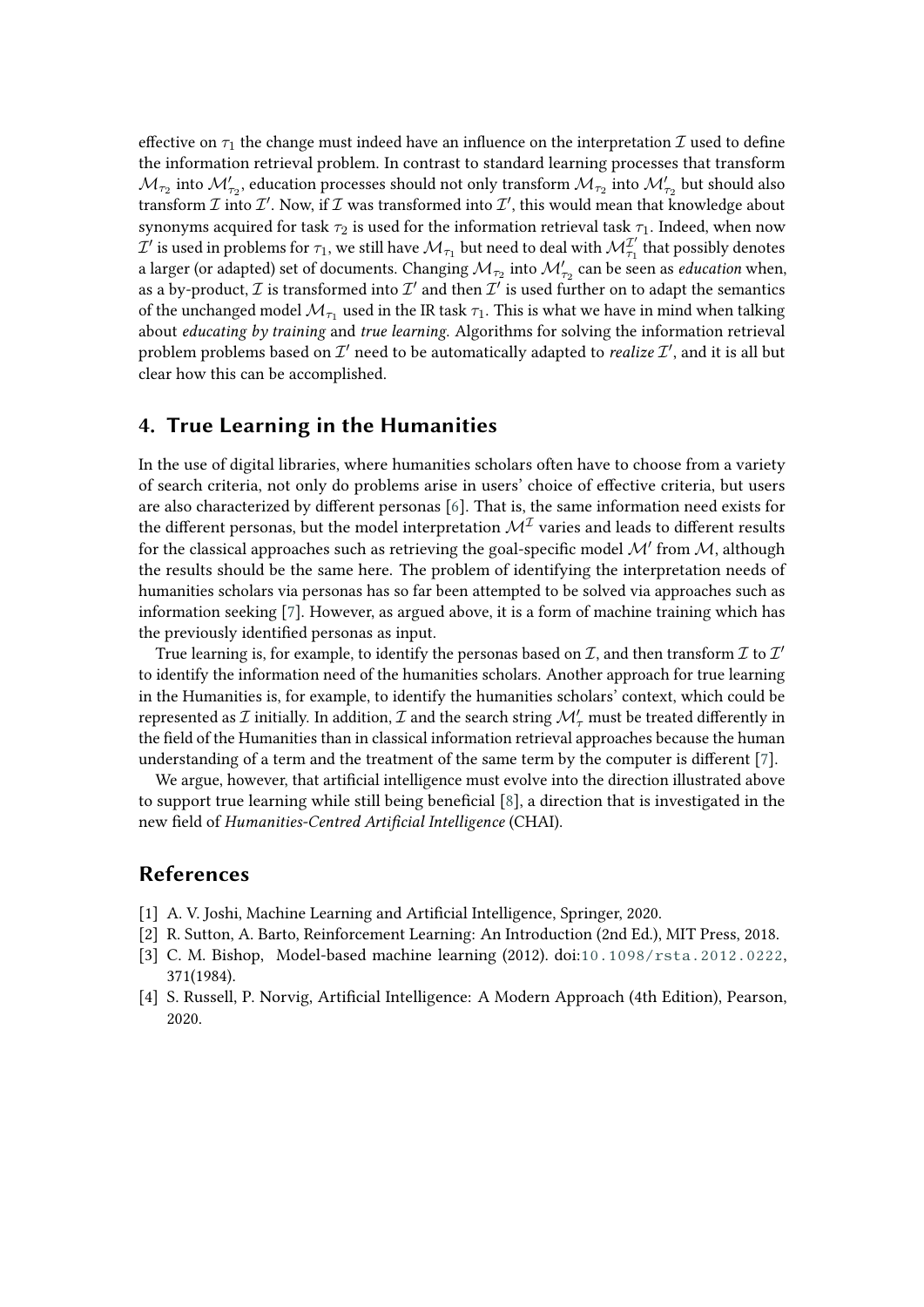effective on $\tau_1$ the change must indeed have an influence on the interpretation $\mathcal{I}$ used to define the information retrieval problem. In contrast to standard learning processes that transform $\mathcal{M}_{\tau_2}$ into $\mathcal{M}'_{\tau_2}$, education processes should not only transform $\mathcal{M}_{\tau_2}$ into $\mathcal{M}'_{\tau_2}$ but should also transform $\mathcal{I}$ into $\mathcal{I}'$. Now, if $\mathcal{I}$ was transformed into $\mathcal{I}'$, this would mean that knowledge about synonyms acquired for task $\tau_2$ is used for the information retrieval task $\tau_1$. Indeed, when now $\mathcal{I}'$ is used in problems for $\tau_1$, we still have $\mathcal{M}_{\tau_1}$ but need to deal with $\mathcal{M}^{\mathcal{I}'}_{\tau_1}$ that possibly denotes a larger (or adapted) set of documents. Changing $\mathcal{M}_{\tau_2}$ into $\mathcal{M}'_{\tau_2}$ can be seen as *education* when, as a by-product, $\mathcal{I}$ is transformed into $\mathcal{I}'$ and then $\mathcal{I}'$ is used further on to adapt the semantics of the unchanged model $\mathcal{M}_{\tau_1}$ used in the IR task $\tau_1$. This is what we have in mind when talking about *educating by training* and *true learning*. Algorithms for solving the information retrieval problem problems based on $\mathcal{I}'$ need to be automatically adapted to *realize* $\mathcal{I}'$, and it is all but clear how this can be accomplished.

## 4. True Learning in the Humanities

In the use of digital libraries, where humanities scholars often have to choose from a variety of search criteria, not only do problems arise in users' choice of effective criteria, but users are also characterized by different personas [6]. That is, the same information need exists for the different personas, but the model interpretation $\mathcal{M}^{\mathcal{I}}$ varies and leads to different results for the classical approaches such as retrieving the goal-specific model $\mathcal{M}'$ from $\mathcal{M}$, although the results should be the same here. The problem of identifying the interpretation needs of humanities scholars via personas has so far been attempted to be solved via approaches such as information seeking [7]. However, as argued above, it is a form of machine training which has the previously identified personas as input.

True learning is, for example, to identify the personas based on $\mathcal{I}$, and then transform $\mathcal{I}$ to $\mathcal{I}'$ to identify the information need of the humanities scholars. Another approach for true learning in the Humanities is, for example, to identify the humanities scholars' context, which could be represented as $\mathcal{I}$ initially. In addition, $\mathcal{I}$ and the search string $\mathcal{M}'_{\tau}$ must be treated differently in the field of the Humanities than in classical information retrieval approaches because the human understanding of a term and the treatment of the same term by the computer is different [7].

We argue, however, that artificial intelligence must evolve into the direction illustrated above to support true learning while still being beneficial [8], a direction that is investigated in the new field of *Humanities-Centred Artificial Intelligence* (CHAI).

## References

[1] A. V. Joshi, Machine Learning and Artificial Intelligence, Springer, 2020.

[2] R. Sutton, A. Barto, Reinforcement Learning: An Introduction (2nd Ed.), MIT Press, 2018.

[3] C. M. Bishop, Model-based machine learning (2012). doi:10.1098/rsta.2012.0222, 371(1984).

[4] S. Russell, P. Norvig, Artificial Intelligence: A Modern Approach (4th Edition), Pearson, 2020.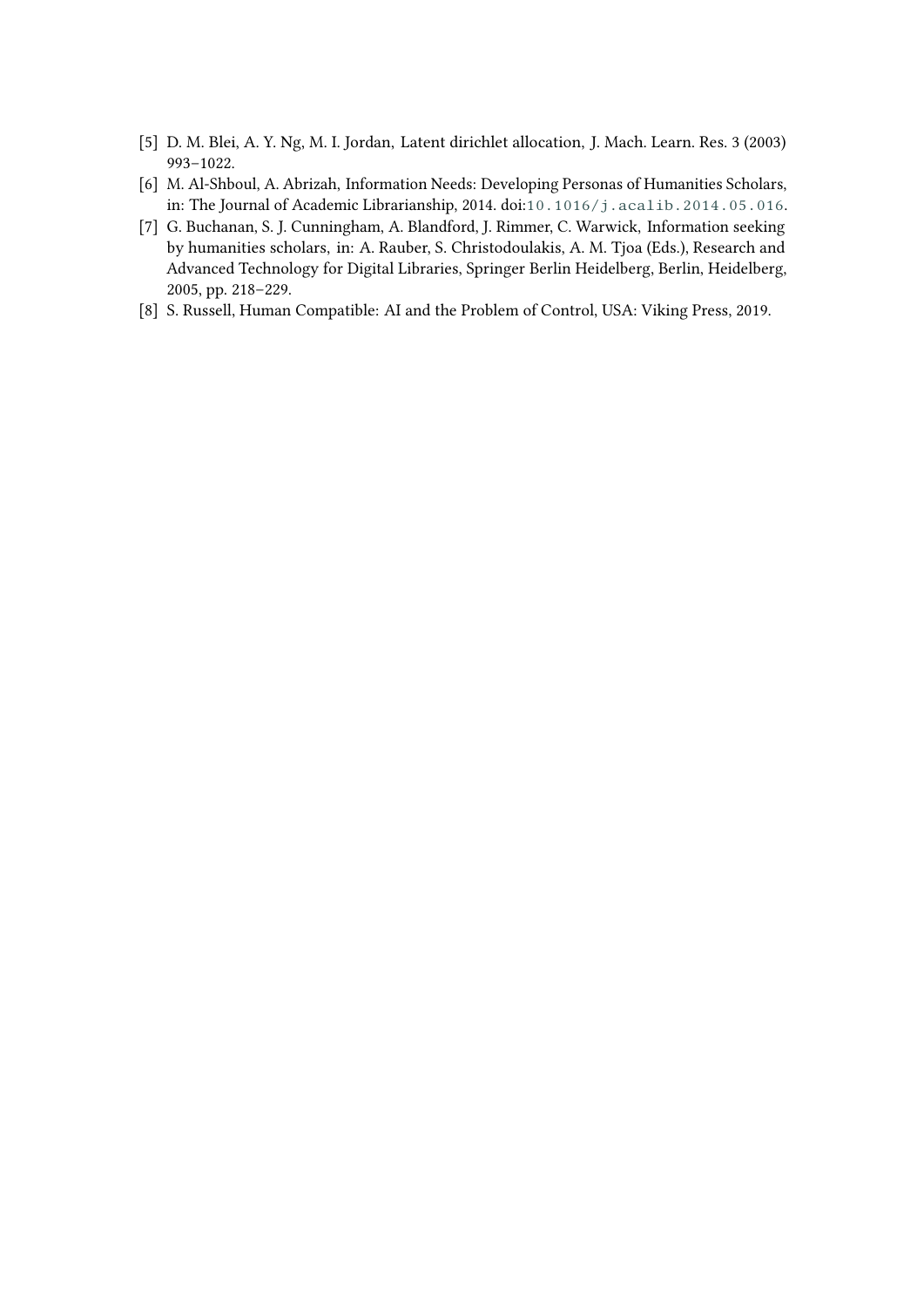[5] D. M. Blei, A. Y. Ng, M. I. Jordan, Latent dirichlet allocation, J. Mach. Learn. Res. 3 (2003) 993–1022.

[6] M. Al-Shboul, A. Abrizah, Information Needs: Developing Personas of Humanities Scholars, in: The Journal of Academic Librarianship, 2014. doi:10.1016/j.acalib.2014.05.016.

[7] G. Buchanan, S. J. Cunningham, A. Blandford, J. Rimmer, C. Warwick, Information seeking by humanities scholars, in: A. Rauber, S. Christodoulakis, A. M. Tjoa (Eds.), Research and Advanced Technology for Digital Libraries, Springer Berlin Heidelberg, Berlin, Heidelberg, 2005, pp. 218–229.

[8] S. Russell, Human Compatible: AI and the Problem of Control, USA: Viking Press, 2019.